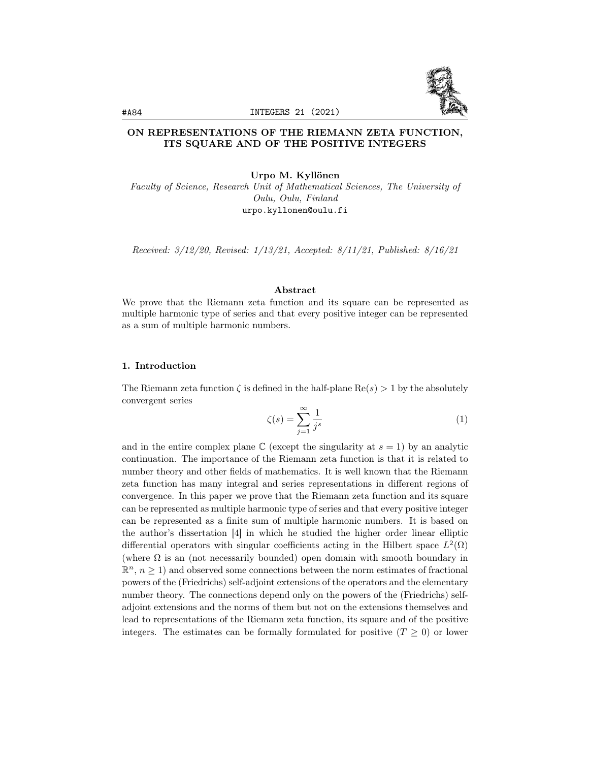# ON REPRESENTATIONS OF THE RIEMANN ZETA FUNCTION, ITS SQUARE AND OF THE POSITIVE INTEGERS

**Urpo M. Kyllönen**

*Faculty of Science, Research Unit of Mathematical Sciences, The University of Oulu, Oulu, Finland*

urpo.kyllonen@oulu.fi

*Received: 3/12/20, Revised: 1/13/21, Accepted: 8/11/21, Published: 8/16/21*

### Abstract

We prove that the Riemann zeta function and its square can be represented as multiple harmonic type of series and that every positive integer can be represented as a sum of multiple harmonic numbers.

## 1. Introduction

The Riemann zeta function $\zeta$ is defined in the half-plane $\mathrm{Re}(s) > 1$ by the absolutely convergent series

$$\zeta(s) = \sum_{j=1}^{\infty} \frac{1}{j^s} \tag{1}$$

and in the entire complex plane $\mathbb{C}$ (except the singularity at $s = 1$) by an analytic continuation. The importance of the Riemann zeta function is that it is related to number theory and other fields of mathematics. It is well known that the Riemann zeta function has many integral and series representations in different regions of convergence. In this paper we prove that the Riemann zeta function and its square can be represented as multiple harmonic type of series and that every positive integer can be represented as a finite sum of multiple harmonic numbers. It is based on the author's dissertation [4] in which he studied the higher order linear elliptic differential operators with singular coefficients acting in the Hilbert space $L^2(\Omega)$ (where $\Omega$ is an (not necessarily bounded) open domain with smooth boundary in $\mathbb{R}^n$, $n \geq 1$) and observed some connections between the norm estimates of fractional powers of the (Friedrichs) self-adjoint extensions of the operators and the elementary number theory. The connections depend only on the powers of the (Friedrichs) self-adjoint extensions and the norms of them but not on the extensions themselves and lead to representations of the Riemann zeta function, its square and of the positive integers. The estimates can be formally formulated for positive ($T \geq 0$) or lower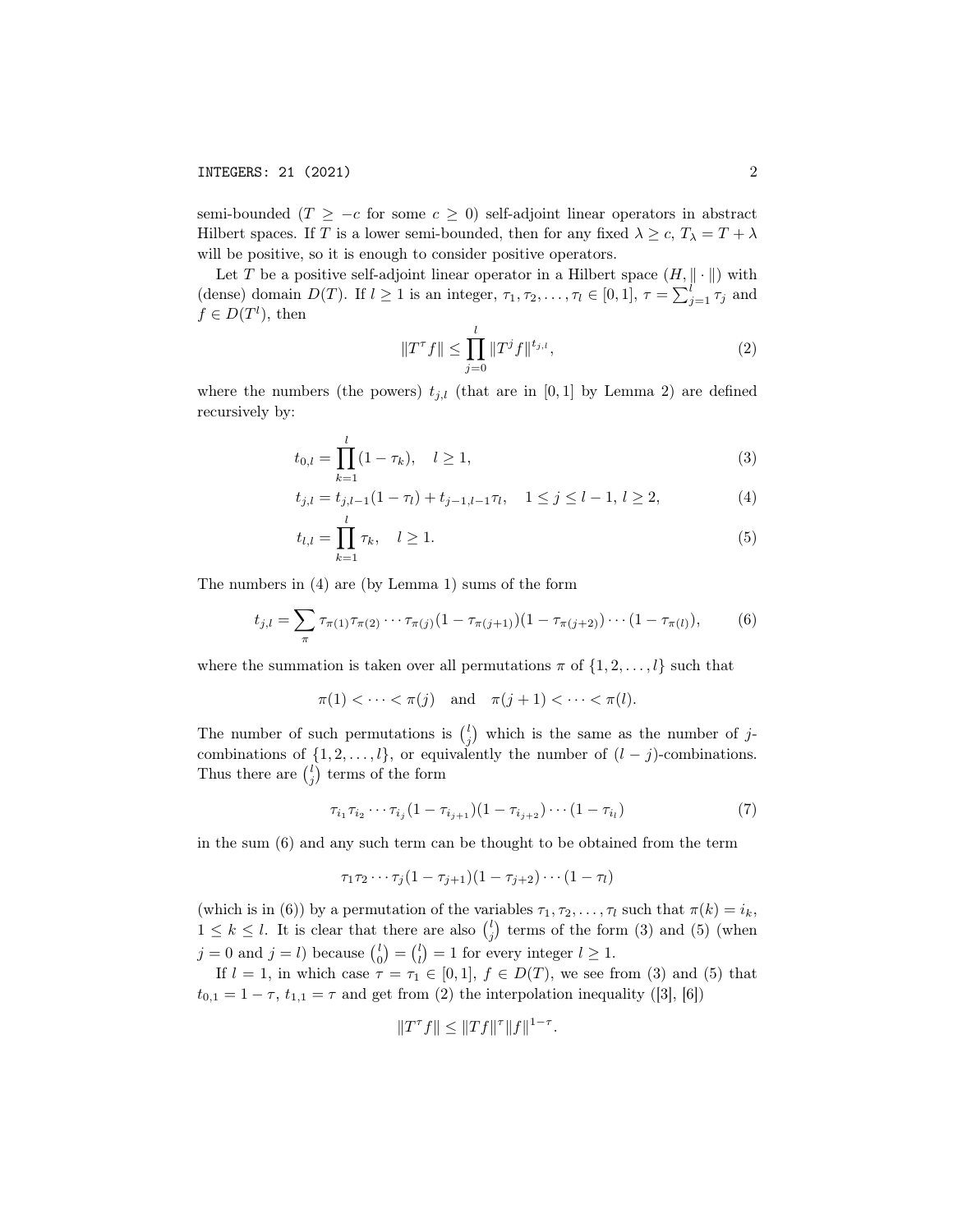semi-bounded ($T \geq -c$ for some $c \geq 0$) self-adjoint linear operators in abstract Hilbert spaces. If $T$ is a lower semi-bounded, then for any fixed $\lambda \geq c$, $T_\lambda = T + \lambda$ will be positive, so it is enough to consider positive operators.

Let $T$ be a positive self-adjoint linear operator in a Hilbert space $(H, \|\cdot\|)$ with (dense) domain $D(T)$. If $l \geq 1$ is an integer, $\tau_1, \tau_2, \ldots, \tau_l \in [0,1]$, $\tau = \sum_{j=1}^{l} \tau_j$ and $f \in D(T^l)$, then

$$\|T^\tau f\| \leq \prod_{j=0}^{l} \|T^j f\|^{t_{j,l}}, \tag{2}$$

where the numbers (the powers) $t_{j,l}$ (that are in $[0,1]$ by Lemma 2) are defined recursively by:

$$t_{0,l} = \prod_{k=1}^{l} (1 - \tau_k), \quad l \geq 1, \tag{3}$$

$$t_{j,l} = t_{j,l-1}(1 - \tau_l) + t_{j-1,l-1}\tau_l, \quad 1 \leq j \leq l-1,\ l \geq 2, \tag{4}$$

$$t_{l,l} = \prod_{k=1}^{l} \tau_k, \quad l \geq 1. \tag{5}$$

The numbers in (4) are (by Lemma 1) sums of the form

$$t_{j,l} = \sum_{\pi} \tau_{\pi(1)}\tau_{\pi(2)} \cdots \tau_{\pi(j)}(1 - \tau_{\pi(j+1)})(1 - \tau_{\pi(j+2)}) \cdots (1 - \tau_{\pi(l)}), \tag{6}$$

where the summation is taken over all permutations $\pi$ of $\{1, 2, \ldots, l\}$ such that

$$\pi(1) < \cdots < \pi(j) \quad \text{and} \quad \pi(j+1) < \cdots < \pi(l).$$

The number of such permutations is $\binom{l}{j}$ which is the same as the number of $j$-combinations of $\{1, 2, \ldots, l\}$, or equivalently the number of $(l-j)$-combinations. Thus there are $\binom{l}{j}$ terms of the form

$$\tau_{i_1}\tau_{i_2} \cdots \tau_{i_j}(1 - \tau_{i_{j+1}})(1 - \tau_{i_{j+2}}) \cdots (1 - \tau_{i_l}) \tag{7}$$

in the sum (6) and any such term can be thought to be obtained from the term

$$\tau_1\tau_2 \cdots \tau_j(1 - \tau_{j+1})(1 - \tau_{j+2}) \cdots (1 - \tau_l)$$

(which is in (6)) by a permutation of the variables $\tau_1, \tau_2, \ldots, \tau_l$ such that $\pi(k) = i_k$, $1 \leq k \leq l$. It is clear that there are also $\binom{l}{j}$ terms of the form (3) and (5) (when $j = 0$ and $j = l$) because $\binom{l}{0} = \binom{l}{l} = 1$ for every integer $l \geq 1$.

If $l = 1$, in which case $\tau = \tau_1 \in [0,1]$, $f \in D(T)$, we see from (3) and (5) that $t_{0,1} = 1 - \tau$, $t_{1,1} = \tau$ and get from (2) the interpolation inequality ([3], [6])

$$\|T^\tau f\| \leq \|Tf\|^\tau \|f\|^{1-\tau}.$$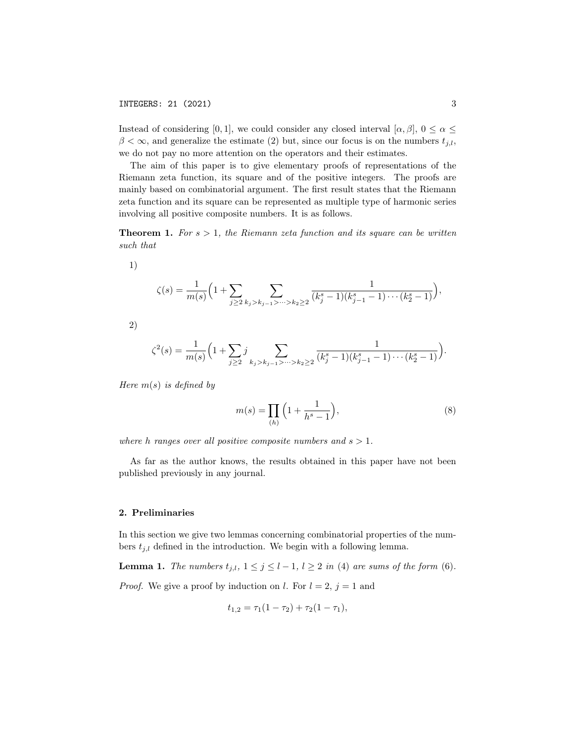Instead of considering $[0,1]$, we could consider any closed interval $[\alpha,\beta]$, $0 \le \alpha \le \beta < \infty$, and generalize the estimate (2) but, since our focus is on the numbers $t_{j,l}$, we do not pay no more attention on the operators and their estimates.

The aim of this paper is to give elementary proofs of representations of the Riemann zeta function, its square and of the positive integers. The proofs are mainly based on combinatorial argument. The first result states that the Riemann zeta function and its square can be represented as multiple type of harmonic series involving all positive composite numbers. It is as follows.

**Theorem 1.** *For $s > 1$, the Riemann zeta function and its square can be written such that*

1)

$$\zeta(s) = \frac{1}{m(s)}\Big(1 + \sum_{j\ge 2}\sum_{k_j > k_{j-1} > \cdots > k_2 \ge 2} \frac{1}{(k_j^s - 1)(k_{j-1}^s - 1)\cdots(k_2^s - 1)}\Big),$$

2)

$$\zeta^2(s) = \frac{1}{m(s)}\Big(1 + \sum_{j\ge 2} j \sum_{k_j > k_{j-1} > \cdots > k_2 \ge 2} \frac{1}{(k_j^s - 1)(k_{j-1}^s - 1)\cdots(k_2^s - 1)}\Big).$$

*Here $m(s)$ is defined by*

$$m(s) = \prod_{(h)} \Big(1 + \frac{1}{h^s - 1}\Big), \tag{8}$$

*where $h$ ranges over all positive composite numbers and $s > 1$.*

As far as the author knows, the results obtained in this paper have not been published previously in any journal.

## 2. Preliminaries

In this section we give two lemmas concerning combinatorial properties of the numbers $t_{j,l}$ defined in the introduction. We begin with a following lemma.

**Lemma 1.** *The numbers $t_{j,l}$, $1 \le j \le l-1$, $l \ge 2$ in (4) are sums of the form (6).*

*Proof.* We give a proof by induction on $l$. For $l = 2$, $j = 1$ and

$$t_{1,2} = \tau_1(1-\tau_2) + \tau_2(1-\tau_1),$$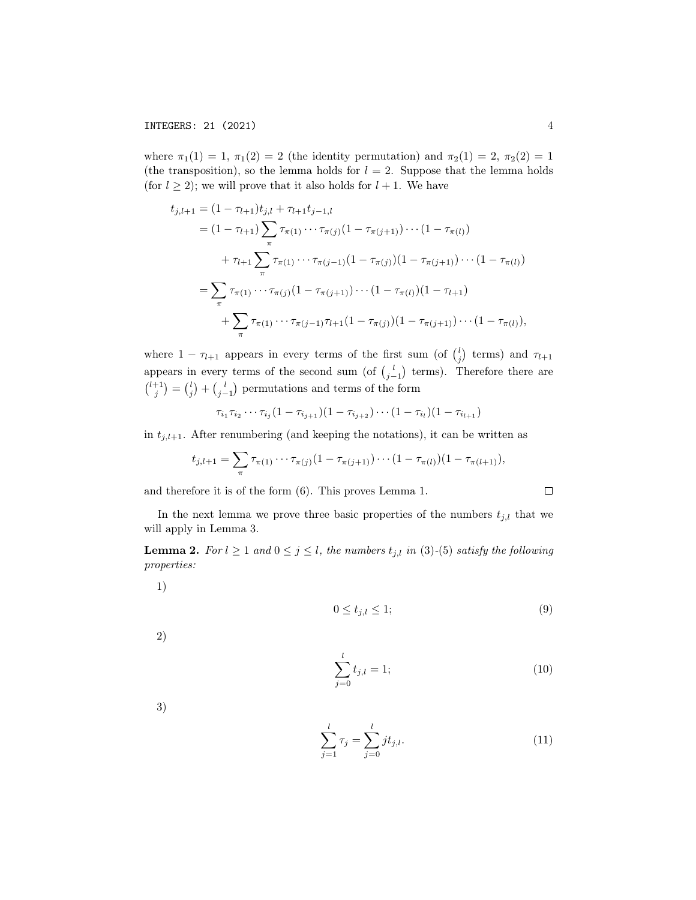where $\pi_1(1) = 1$, $\pi_1(2) = 2$ (the identity permutation) and $\pi_2(1) = 2$, $\pi_2(2) = 1$ (the transposition), so the lemma holds for $l = 2$. Suppose that the lemma holds (for $l \geq 2$); we will prove that it also holds for $l + 1$. We have

$$
\begin{aligned}
t_{j,l+1} &= (1 - \tau_{l+1})t_{j,l} + \tau_{l+1}t_{j-1,l} \\
&= (1 - \tau_{l+1}) \sum_{\pi} \tau_{\pi(1)} \cdots \tau_{\pi(j)}(1 - \tau_{\pi(j+1)}) \cdots (1 - \tau_{\pi(l)}) \\
&\quad + \tau_{l+1} \sum_{\pi} \tau_{\pi(1)} \cdots \tau_{\pi(j-1)}(1 - \tau_{\pi(j)})(1 - \tau_{\pi(j+1)}) \cdots (1 - \tau_{\pi(l)}) \\
&= \sum_{\pi} \tau_{\pi(1)} \cdots \tau_{\pi(j)}(1 - \tau_{\pi(j+1)}) \cdots (1 - \tau_{\pi(l)})(1 - \tau_{l+1}) \\
&\quad + \sum_{\pi} \tau_{\pi(1)} \cdots \tau_{\pi(j-1)}\tau_{l+1}(1 - \tau_{\pi(j)})(1 - \tau_{\pi(j+1)}) \cdots (1 - \tau_{\pi(l)}),
\end{aligned}
$$

where $1 - \tau_{l+1}$ appears in every terms of the first sum (of $\binom{l}{j}$ terms) and $\tau_{l+1}$ appears in every terms of the second sum (of $\binom{l}{j-1}$ terms). Therefore there are $\binom{l+1}{j} = \binom{l}{j} + \binom{l}{j-1}$ permutations and terms of the form

$$
\tau_{i_1}\tau_{i_2} \cdots \tau_{i_j}(1 - \tau_{i_{j+1}})(1 - \tau_{i_{j+2}}) \cdots (1 - \tau_{i_l})(1 - \tau_{i_{l+1}})
$$

in $t_{j,l+1}$. After renumbering (and keeping the notations), it can be written as

$$
t_{j,l+1} = \sum_{\pi} \tau_{\pi(1)} \cdots \tau_{\pi(j)}(1 - \tau_{\pi(j+1)}) \cdots (1 - \tau_{\pi(l)})(1 - \tau_{\pi(l+1)}),
$$

and therefore it is of the form (6). This proves Lemma 1. $\square$

In the next lemma we prove three basic properties of the numbers $t_{j,l}$ that we will apply in Lemma 3.

**Lemma 2.** *For $l \geq 1$ and $0 \leq j \leq l$, the numbers $t_{j,l}$ in (3)-(5) satisfy the following properties:*

1)

$$
0 \leq t_{j,l} \leq 1; \tag{9}
$$

2)

$$
\sum_{j=0}^{l} t_{j,l} = 1; \tag{10}
$$

3)

$$
\sum_{j=1}^{l} \tau_j = \sum_{j=0}^{l} j t_{j,l}. \tag{11}
$$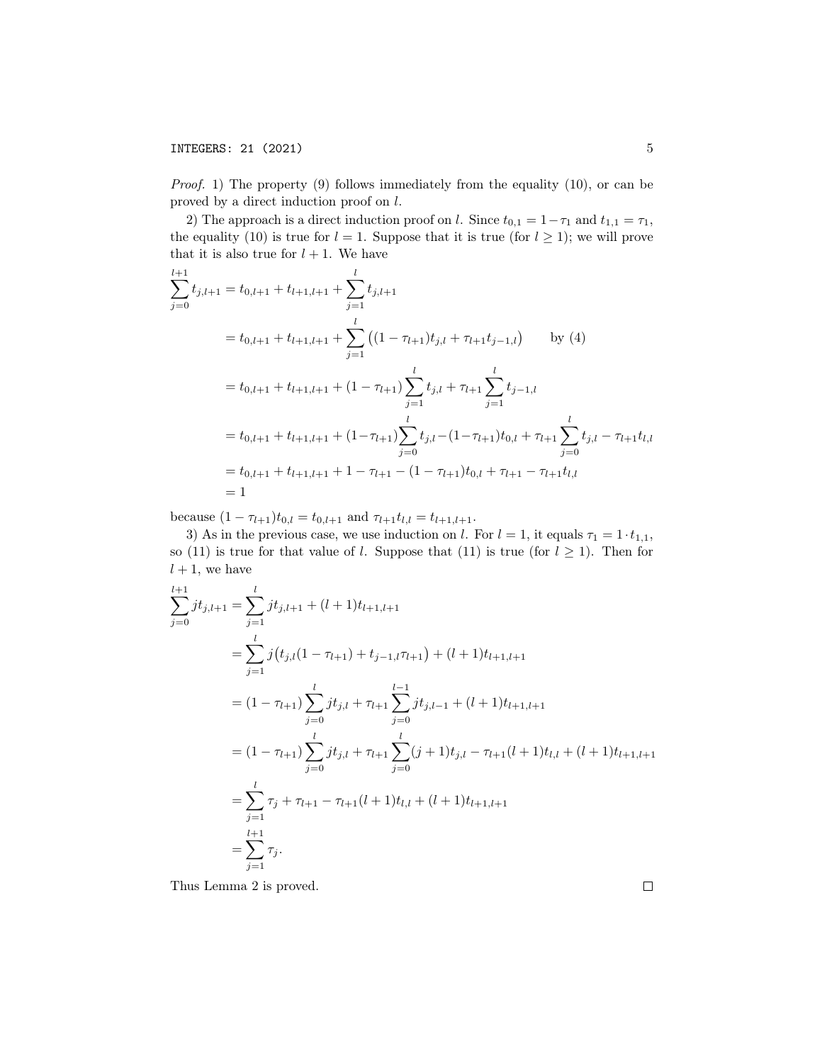*Proof.* 1) The property (9) follows immediately from the equality (10), or can be proved by a direct induction proof on $l$.

2) The approach is a direct induction proof on $l$. Since $t_{0,1} = 1-\tau_1$ and $t_{1,1} = \tau_1$, the equality (10) is true for $l = 1$. Suppose that it is true (for $l \geq 1$); we will prove that it is also true for $l + 1$. We have

$$
\begin{aligned}
\sum_{j=0}^{l+1} t_{j,l+1} &= t_{0,l+1} + t_{l+1,l+1} + \sum_{j=1}^{l} t_{j,l+1} \\
&= t_{0,l+1} + t_{l+1,l+1} + \sum_{j=1}^{l} \big((1-\tau_{l+1})t_{j,l} + \tau_{l+1}t_{j-1,l}\big) \qquad \text{by (4)} \\
&= t_{0,l+1} + t_{l+1,l+1} + (1-\tau_{l+1})\sum_{j=1}^{l} t_{j,l} + \tau_{l+1}\sum_{j=1}^{l} t_{j-1,l} \\
&= t_{0,l+1} + t_{l+1,l+1} + (1-\tau_{l+1})\sum_{j=0}^{l} t_{j,l} - (1-\tau_{l+1})t_{0,l} + \tau_{l+1}\sum_{j=0}^{l} t_{j,l} - \tau_{l+1}t_{l,l} \\
&= t_{0,l+1} + t_{l+1,l+1} + 1 - \tau_{l+1} - (1-\tau_{l+1})t_{0,l} + \tau_{l+1} - \tau_{l+1}t_{l,l} \\
&= 1
\end{aligned}
$$

because $(1-\tau_{l+1})t_{0,l} = t_{0,l+1}$ and $\tau_{l+1}t_{l,l} = t_{l+1,l+1}$.

3) As in the previous case, we use induction on $l$. For $l = 1$, it equals $\tau_1 = 1 \cdot t_{1,1}$, so (11) is true for that value of $l$. Suppose that (11) is true (for $l \geq 1$). Then for $l + 1$, we have

$$
\begin{aligned}
\sum_{j=0}^{l+1} jt_{j,l+1} &= \sum_{j=1}^{l} jt_{j,l+1} + (l+1)t_{l+1,l+1} \\
&= \sum_{j=1}^{l} j\big(t_{j,l}(1-\tau_{l+1}) + t_{j-1,l}\tau_{l+1}\big) + (l+1)t_{l+1,l+1} \\
&= (1-\tau_{l+1})\sum_{j=0}^{l} jt_{j,l} + \tau_{l+1}\sum_{j=0}^{l-1} jt_{j,l-1} + (l+1)t_{l+1,l+1} \\
&= (1-\tau_{l+1})\sum_{j=0}^{l} jt_{j,l} + \tau_{l+1}\sum_{j=0}^{l} (j+1)t_{j,l} - \tau_{l+1}(l+1)t_{l,l} + (l+1)t_{l+1,l+1} \\
&= \sum_{j=1}^{l} \tau_j + \tau_{l+1} - \tau_{l+1}(l+1)t_{l,l} + (l+1)t_{l+1,l+1} \\
&= \sum_{j=1}^{l+1} \tau_j.
\end{aligned}
$$

Thus Lemma 2 is proved. □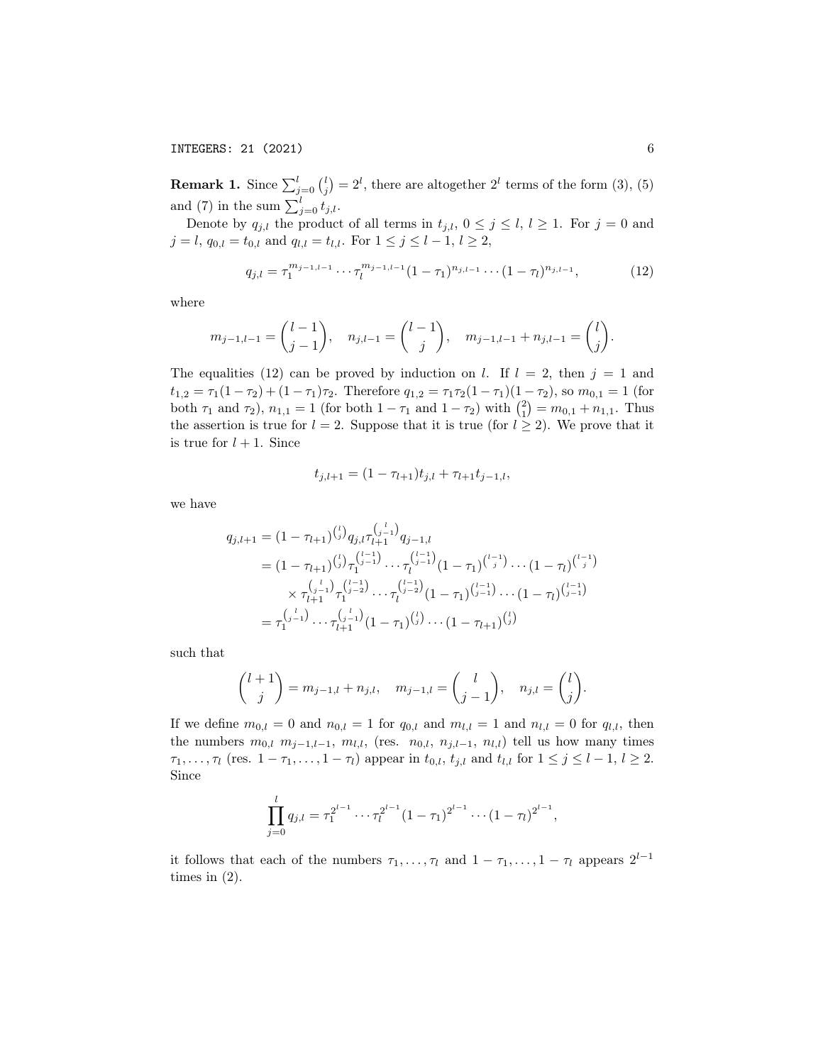**Remark 1.** Since $\sum_{j=0}^{l}\binom{l}{j}=2^l$, there are altogether $2^l$ terms of the form (3), (5) and (7) in the sum $\sum_{j=0}^{l} t_{j,l}$.

Denote by $q_{j,l}$ the product of all terms in $t_{j,l}$, $0 \le j \le l$, $l \ge 1$. For $j=0$ and $j=l$, $q_{0,l}=t_{0,l}$ and $q_{l,l}=t_{l,l}$. For $1 \le j \le l-1$, $l \ge 2$,

$$q_{j,l}=\tau_1^{m_{j-1,l-1}}\cdots\tau_l^{m_{j-1,l-1}}(1-\tau_1)^{n_{j,l-1}}\cdots(1-\tau_l)^{n_{j,l-1}}, \tag{12}$$

where

$$m_{j-1,l-1}=\binom{l-1}{j-1},\quad n_{j,l-1}=\binom{l-1}{j},\quad m_{j-1,l-1}+n_{j,l-1}=\binom{l}{j}.$$

The equalities (12) can be proved by induction on $l$. If $l=2$, then $j=1$ and $t_{1,2}=\tau_1(1-\tau_2)+(1-\tau_1)\tau_2$. Therefore $q_{1,2}=\tau_1\tau_2(1-\tau_1)(1-\tau_2)$, so $m_{0,1}=1$ (for both $\tau_1$ and $\tau_2$), $n_{1,1}=1$ (for both $1-\tau_1$ and $1-\tau_2$) with $\binom{2}{1}=m_{0,1}+n_{1,1}$. Thus the assertion is true for $l=2$. Suppose that it is true (for $l\ge 2$). We prove that it is true for $l+1$. Since

$$t_{j,l+1}=(1-\tau_{l+1})t_{j,l}+\tau_{l+1}t_{j-1,l},$$

we have

$$\begin{aligned}
q_{j,l+1}&=(1-\tau_{l+1})^{\binom{l}{j}}q_{j,l}\tau_{l+1}^{\binom{l}{j-1}}q_{j-1,l}\\
&=(1-\tau_{l+1})^{\binom{l}{j}}\tau_1^{\binom{l-1}{j-1}}\cdots\tau_l^{\binom{l-1}{j-1}}(1-\tau_1)^{\binom{l-1}{j}}\cdots(1-\tau_l)^{\binom{l-1}{j}}\\
&\quad\times\tau_{l+1}^{\binom{l}{j-1}}\tau_1^{\binom{l-1}{j-2}}\cdots\tau_l^{\binom{l-1}{j-2}}(1-\tau_1)^{\binom{l-1}{j-1}}\cdots(1-\tau_l)^{\binom{l-1}{j-1}}\\
&=\tau_1^{\binom{l}{j-1}}\cdots\tau_{l+1}^{\binom{l}{j-1}}(1-\tau_1)^{\binom{l}{j}}\cdots(1-\tau_{l+1})^{\binom{l}{j}}
\end{aligned}$$

such that

$$\binom{l+1}{j}=m_{j-1,l}+n_{j,l},\quad m_{j-1,l}=\binom{l}{j-1},\quad n_{j,l}=\binom{l}{j}.$$

If we define $m_{0,l}=0$ and $n_{0,l}=1$ for $q_{0,l}$ and $m_{l,l}=1$ and $n_{l,l}=0$ for $q_{l,l}$, then the numbers $m_{0,l}$ $m_{j-1,l-1}$, $m_{l,l}$, (res. $n_{0,l}$, $n_{j,l-1}$, $n_{l,l}$) tell us how many times $\tau_1,\ldots,\tau_l$ (res. $1-\tau_1,\ldots,1-\tau_l$) appear in $t_{0,l}$, $t_{j,l}$ and $t_{l,l}$ for $1\le j\le l-1$, $l\ge 2$. Since

$$\prod_{j=0}^{l} q_{j,l}=\tau_1^{2^{l-1}}\cdots\tau_l^{2^{l-1}}(1-\tau_1)^{2^{l-1}}\cdots(1-\tau_l)^{2^{l-1}},$$

it follows that each of the numbers $\tau_1,\ldots,\tau_l$ and $1-\tau_1,\ldots,1-\tau_l$ appears $2^{l-1}$ times in (2).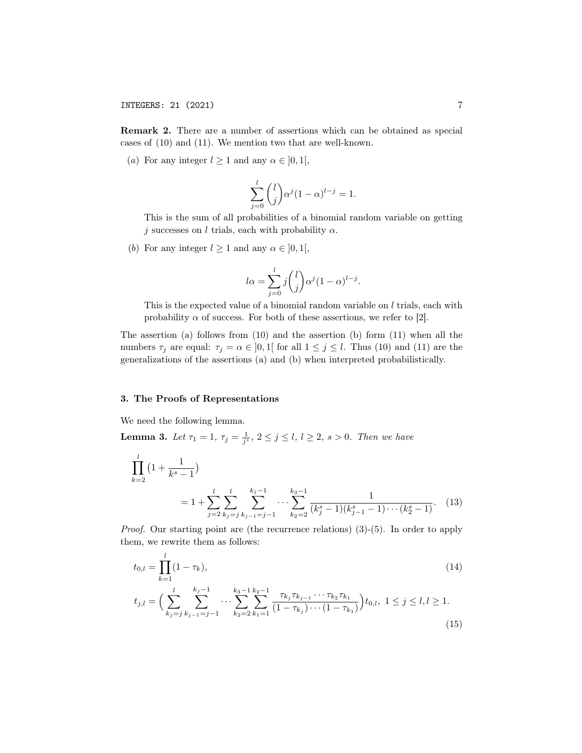**Remark 2.** There are a number of assertions which can be obtained as special cases of (10) and (11). We mention two that are well-known.

(*a*) For any integer $l \geq 1$ and any $\alpha \in ]0,1[$,

$$\sum_{j=0}^{l} \binom{l}{j} \alpha^j (1-\alpha)^{l-j} = 1.$$

This is the sum of all probabilities of a binomial random variable on getting $j$ successes on $l$ trials, each with probability $\alpha$.

(*b*) For any integer $l \geq 1$ and any $\alpha \in ]0,1[$,

$$l\alpha = \sum_{j=0}^{l} j \binom{l}{j} \alpha^j (1-\alpha)^{l-j}.$$

This is the expected value of a binomial random variable on $l$ trials, each with probability $\alpha$ of success. For both of these assertions, we refer to [2].

The assertion (a) follows from (10) and the assertion (b) form (11) when all the numbers $\tau_j$ are equal: $\tau_j = \alpha \in ]0,1[$ for all $1 \leq j \leq l$. Thus (10) and (11) are the generalizations of the assertions (a) and (b) when interpreted probabilistically.

## 3. The Proofs of Representations

We need the following lemma.

**Lemma 3.** *Let $\tau_1 = 1$, $\tau_j = \frac{1}{j^s}$, $2 \leq j \leq l$, $l \geq 2$, $s > 0$. Then we have*

$$\prod_{k=2}^{l} \left(1 + \frac{1}{k^s - 1}\right) = 1 + \sum_{j=2}^{l} \sum_{k_j=j}^{l} \sum_{k_{j-1}=j-1}^{k_j - 1} \cdots \sum_{k_2=2}^{k_3-1} \frac{1}{(k_j^s - 1)(k_{j-1}^s - 1) \cdots (k_2^s - 1)}. \quad (13)$$

*Proof.* Our starting point are (the recurrence relations) (3)-(5). In order to apply them, we rewrite them as follows:

$$t_{0,l} = \prod_{k=1}^{l} (1 - \tau_k), \quad (14)$$

$$t_{j,l} = \Big( \sum_{k_j=j}^{l} \sum_{k_{j-1}=j-1}^{k_j-1} \cdots \sum_{k_2=2}^{k_3-1} \sum_{k_1=1}^{k_2-1} \frac{\tau_{k_j} \tau_{k_{j-1}} \cdots \tau_{k_2} \tau_{k_1}}{(1-\tau_{k_j}) \cdots (1-\tau_{k_1})} \Big) t_{0,l}, \ 1 \leq j \leq l, l \geq 1. \quad (15)$$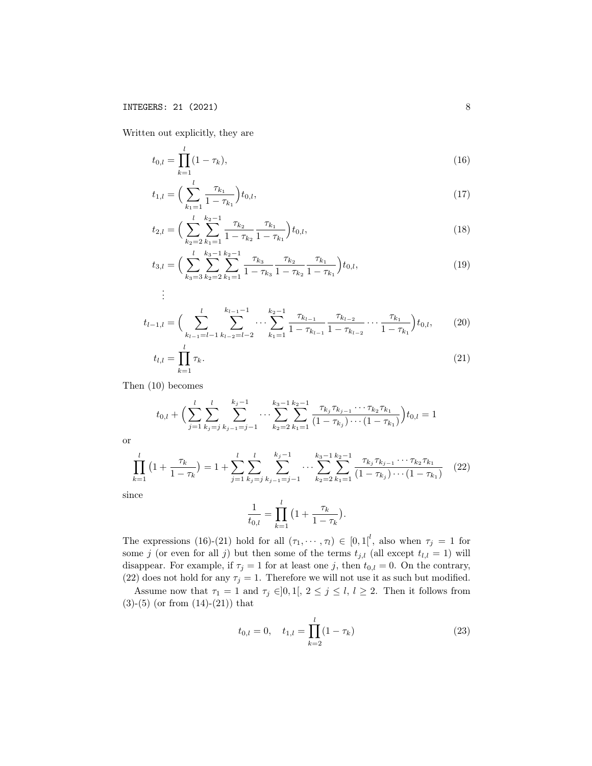Written out explicitly, they are

$$t_{0,l} = \prod_{k=1}^{l}(1-\tau_k), \tag{16}$$

$$t_{1,l} = \Big(\sum_{k_1=1}^{l} \frac{\tau_{k_1}}{1-\tau_{k_1}}\Big) t_{0,l}, \tag{17}$$

$$t_{2,l} = \Big(\sum_{k_2=2}^{l} \sum_{k_1=1}^{k_2-1} \frac{\tau_{k_2}}{1-\tau_{k_2}} \frac{\tau_{k_1}}{1-\tau_{k_1}}\Big) t_{0,l}, \tag{18}$$

$$t_{3,l} = \Big(\sum_{k_3=3}^{l} \sum_{k_2=2}^{k_3-1} \sum_{k_1=1}^{k_2-1} \frac{\tau_{k_3}}{1-\tau_{k_3}} \frac{\tau_{k_2}}{1-\tau_{k_2}} \frac{\tau_{k_1}}{1-\tau_{k_1}}\Big) t_{0,l}, \tag{19}$$

$$\vdots$$

$$t_{l-1,l} = \Big(\sum_{k_{l-1}=l-1}^{l} \sum_{k_{l-2}=l-2}^{k_{l-1}-1} \cdots \sum_{k_1=1}^{k_2-1} \frac{\tau_{k_{l-1}}}{1-\tau_{k_{l-1}}} \frac{\tau_{k_{l-2}}}{1-\tau_{k_{l-2}}} \cdots \frac{\tau_{k_1}}{1-\tau_{k_1}}\Big) t_{0,l}, \tag{20}$$

$$t_{l,l} = \prod_{k=1}^{l} \tau_k. \tag{21}$$

Then (10) becomes

$$t_{0,l} + \Big(\sum_{j=1}^{l} \sum_{k_j=j}^{l} \sum_{k_{j-1}=j-1}^{k_j-1} \cdots \sum_{k_2=2}^{k_3-1} \sum_{k_1=1}^{k_2-1} \frac{\tau_{k_j}\tau_{k_{j-1}}\cdots\tau_{k_2}\tau_{k_1}}{(1-\tau_{k_j})\cdots(1-\tau_{k_1})}\Big) t_{0,l} = 1$$

or

$$\prod_{k=1}^{l}\big(1+\frac{\tau_k}{1-\tau_k}\big) = 1 + \sum_{j=1}^{l} \sum_{k_j=j}^{l} \sum_{k_{j-1}=j-1}^{k_j-1} \cdots \sum_{k_2=2}^{k_3-1} \sum_{k_1=1}^{k_2-1} \frac{\tau_{k_j}\tau_{k_{j-1}}\cdots\tau_{k_2}\tau_{k_1}}{(1-\tau_{k_j})\cdots(1-\tau_{k_1})} \tag{22}$$

since

$$\frac{1}{t_{0,l}} = \prod_{k=1}^{l}\big(1+\frac{\tau_k}{1-\tau_k}\big).$$

The expressions (16)-(21) hold for all $(\tau_1, \cdots, \tau_l) \in [0,1[^l$, also when $\tau_j = 1$ for some $j$ (or even for all $j$) but then some of the terms $t_{j,l}$ (all except $t_{l,l} = 1$) will disappear. For example, if $\tau_j = 1$ for at least one $j$, then $t_{0,l} = 0$. On the contrary, (22) does not hold for any $\tau_j = 1$. Therefore we will not use it as such but modified.

Assume now that $\tau_1 = 1$ and $\tau_j \in ]0,1[$, $2 \leq j \leq l$, $l \geq 2$. Then it follows from (3)-(5) (or from (14)-(21)) that

$$t_{0,l} = 0, \quad t_{1,l} = \prod_{k=2}^{l}(1-\tau_k) \tag{23}$$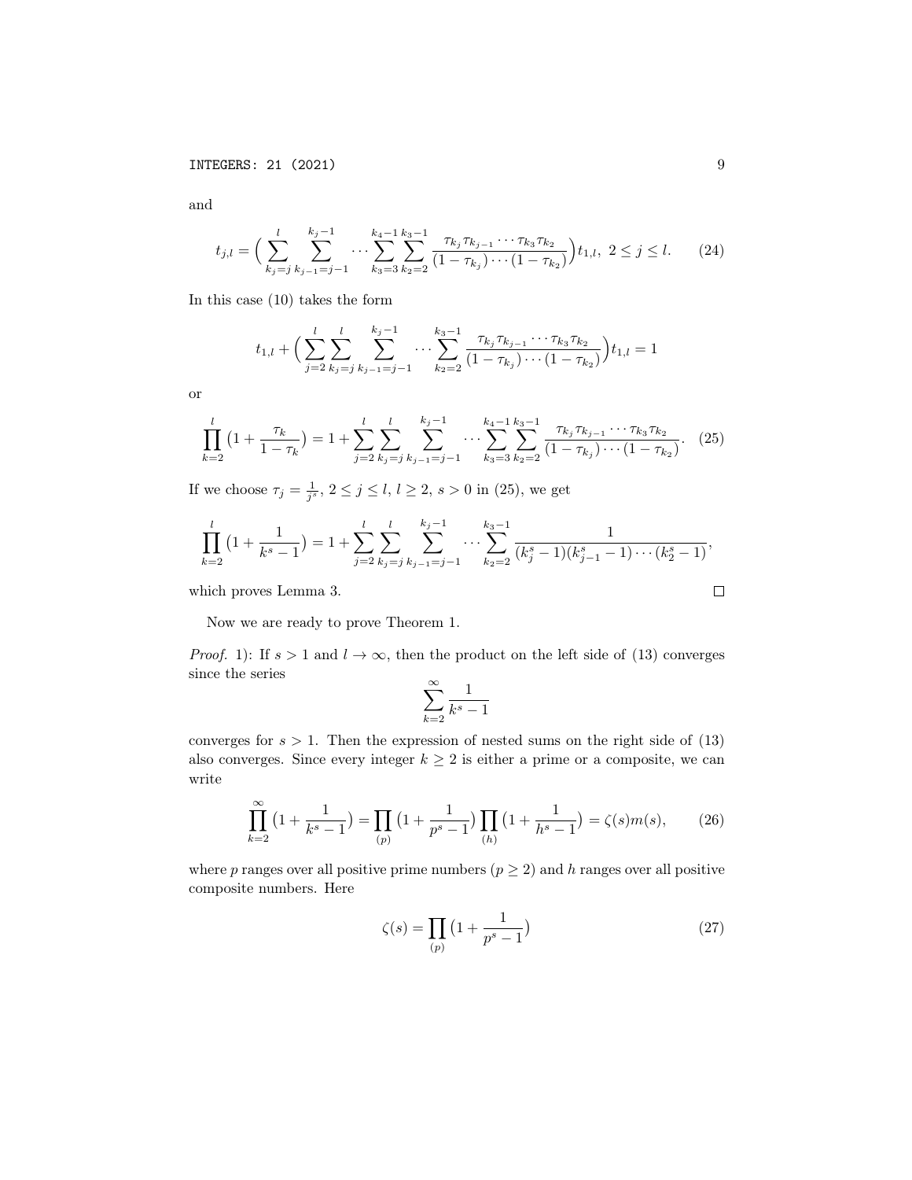and

$$t_{j,l} = \Big( \sum_{k_j=j}^{l} \sum_{k_{j-1}=j-1}^{k_j-1} \cdots \sum_{k_3=3}^{k_4-1} \sum_{k_2=2}^{k_3-1} \frac{\tau_{k_j}\tau_{k_{j-1}}\cdots\tau_{k_3}\tau_{k_2}}{(1-\tau_{k_j})\cdots(1-\tau_{k_2})} \Big) t_{1,l}, \ 2 \le j \le l. \tag{24}$$

In this case (10) takes the form

$$t_{1,l} + \Big( \sum_{j=2}^{l} \sum_{k_j=j}^{l} \sum_{k_{j-1}=j-1}^{k_j-1} \cdots \sum_{k_2=2}^{k_3-1} \frac{\tau_{k_j}\tau_{k_{j-1}}\cdots\tau_{k_3}\tau_{k_2}}{(1-\tau_{k_j})\cdots(1-\tau_{k_2})} \Big) t_{1,l} = 1$$

or

$$\prod_{k=2}^{l} \big(1 + \frac{\tau_k}{1-\tau_k}\big) = 1 + \sum_{j=2}^{l} \sum_{k_j=j}^{l} \sum_{k_{j-1}=j-1}^{k_j-1} \cdots \sum_{k_3=3}^{k_4-1} \sum_{k_2=2}^{k_3-1} \frac{\tau_{k_j}\tau_{k_{j-1}}\cdots\tau_{k_3}\tau_{k_2}}{(1-\tau_{k_j})\cdots(1-\tau_{k_2})}. \tag{25}$$

If we choose $\tau_j = \frac{1}{j^s}$, $2 \le j \le l$, $l \ge 2$, $s > 0$ in (25), we get

$$\prod_{k=2}^{l} \big(1 + \frac{1}{k^s - 1}\big) = 1 + \sum_{j=2}^{l} \sum_{k_j=j}^{l} \sum_{k_{j-1}=j-1}^{k_j-1} \cdots \sum_{k_2=2}^{k_3-1} \frac{1}{(k_j^s - 1)(k_{j-1}^s - 1)\cdots(k_2^s - 1)},$$

which proves Lemma 3. $\square$

Now we are ready to prove Theorem 1.

*Proof.* 1): If $s > 1$ and $l \to \infty$, then the product on the left side of (13) converges since the series

$$\sum_{k=2}^{\infty} \frac{1}{k^s - 1}$$

converges for $s > 1$. Then the expression of nested sums on the right side of (13) also converges. Since every integer $k \ge 2$ is either a prime or a composite, we can write

$$\prod_{k=2}^{\infty} \big(1 + \frac{1}{k^s - 1}\big) = \prod_{(p)} \big(1 + \frac{1}{p^s - 1}\big) \prod_{(h)} \big(1 + \frac{1}{h^s - 1}\big) = \zeta(s) m(s), \tag{26}$$

where $p$ ranges over all positive prime numbers ($p \ge 2$) and $h$ ranges over all positive composite numbers. Here

$$\zeta(s) = \prod_{(p)} \big(1 + \frac{1}{p^s - 1}\big) \tag{27}$$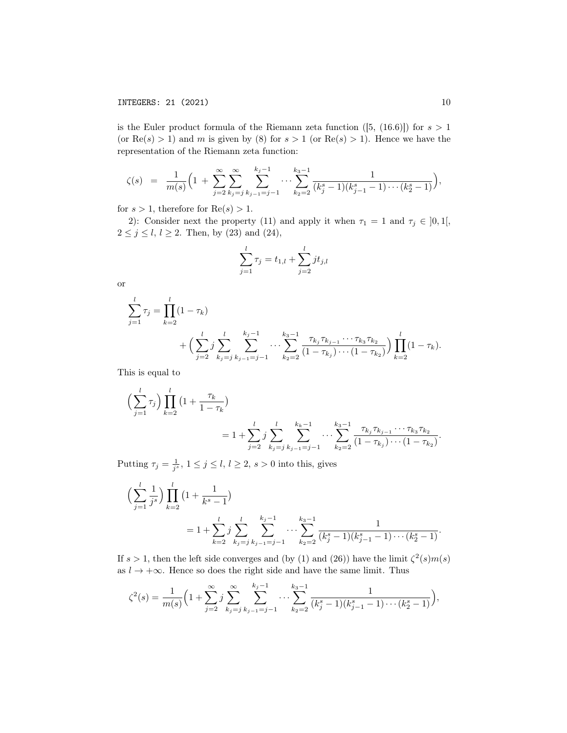is the Euler product formula of the Riemann zeta function ([5, (16.6)]) for $s > 1$ (or $\mathrm{Re}(s) > 1$) and $m$ is given by (8) for $s > 1$ (or $\mathrm{Re}(s) > 1$). Hence we have the representation of the Riemann zeta function:

$$\zeta(s) \;=\; \frac{1}{m(s)}\Big(1 \;+\; \sum_{j=2}^{\infty}\sum_{k_j=j}^{\infty}\sum_{k_{j-1}=j-1}^{k_j-1}\cdots\sum_{k_2=2}^{k_3-1}\frac{1}{(k_j^s-1)(k_{j-1}^s-1)\cdots(k_2^s-1)}\Big),$$

for $s > 1$, therefore for $\mathrm{Re}(s) > 1$.

2): Consider next the property (11) and apply it when $\tau_1 = 1$ and $\tau_j \in \,]0,1[$, $2 \le j \le l$, $l \ge 2$. Then, by (23) and (24),

$$\sum_{j=1}^{l}\tau_j = t_{1,l} + \sum_{j=2}^{l} j t_{j,l}$$

or

$$\sum_{j=1}^{l}\tau_j = \prod_{k=2}^{l}(1-\tau_k) + \Big(\sum_{j=2}^{l} j \sum_{k_j=j}^{l}\sum_{k_{j-1}=j-1}^{k_j-1}\cdots\sum_{k_2=2}^{k_3-1}\frac{\tau_{k_j}\tau_{k_{j-1}}\cdots\tau_{k_3}\tau_{k_2}}{(1-\tau_{k_j})\cdots(1-\tau_{k_2})}\Big)\prod_{k=2}^{l}(1-\tau_k).$$

This is equal to

$$\Big(\sum_{j=1}^{l}\tau_j\Big)\prod_{k=2}^{l}\big(1+\frac{\tau_k}{1-\tau_k}\big) = 1 + \sum_{j=2}^{l} j \sum_{k_j=j}^{l}\sum_{k_{j-1}=j-1}^{k_k-1}\cdots\sum_{k_2=2}^{k_3-1}\frac{\tau_{k_j}\tau_{k_{j-1}}\cdots\tau_{k_3}\tau_{k_2}}{(1-\tau_{k_j})\cdots(1-\tau_{k_2})}.$$

Putting $\tau_j = \frac{1}{j^s}$, $1 \le j \le l$, $l \ge 2$, $s > 0$ into this, gives

$$\Big(\sum_{j=1}^{l}\frac{1}{j^s}\Big)\prod_{k=2}^{l}\big(1+\frac{1}{k^s-1}\big) = 1 + \sum_{k=2}^{l} j \sum_{k_j=j}^{l}\sum_{k_{j-1}=j-1}^{k_j-1}\cdots\sum_{k_2=2}^{k_3-1}\frac{1}{(k_j^s-1)(k_{j-1}^s-1)\cdots(k_2^s-1)}.$$

If $s > 1$, then the left side converges and (by (1) and (26)) have the limit $\zeta^2(s)m(s)$ as $l \to +\infty$. Hence so does the right side and have the same limit. Thus

$$\zeta^2(s) = \frac{1}{m(s)}\Big(1 + \sum_{j=2}^{\infty} j \sum_{k_j=j}^{\infty}\sum_{k_{j-1}=j-1}^{k_j-1}\cdots\sum_{k_2=2}^{k_3-1}\frac{1}{(k_j^s-1)(k_{j-1}^s-1)\cdots(k_2^s-1)}\Big),$$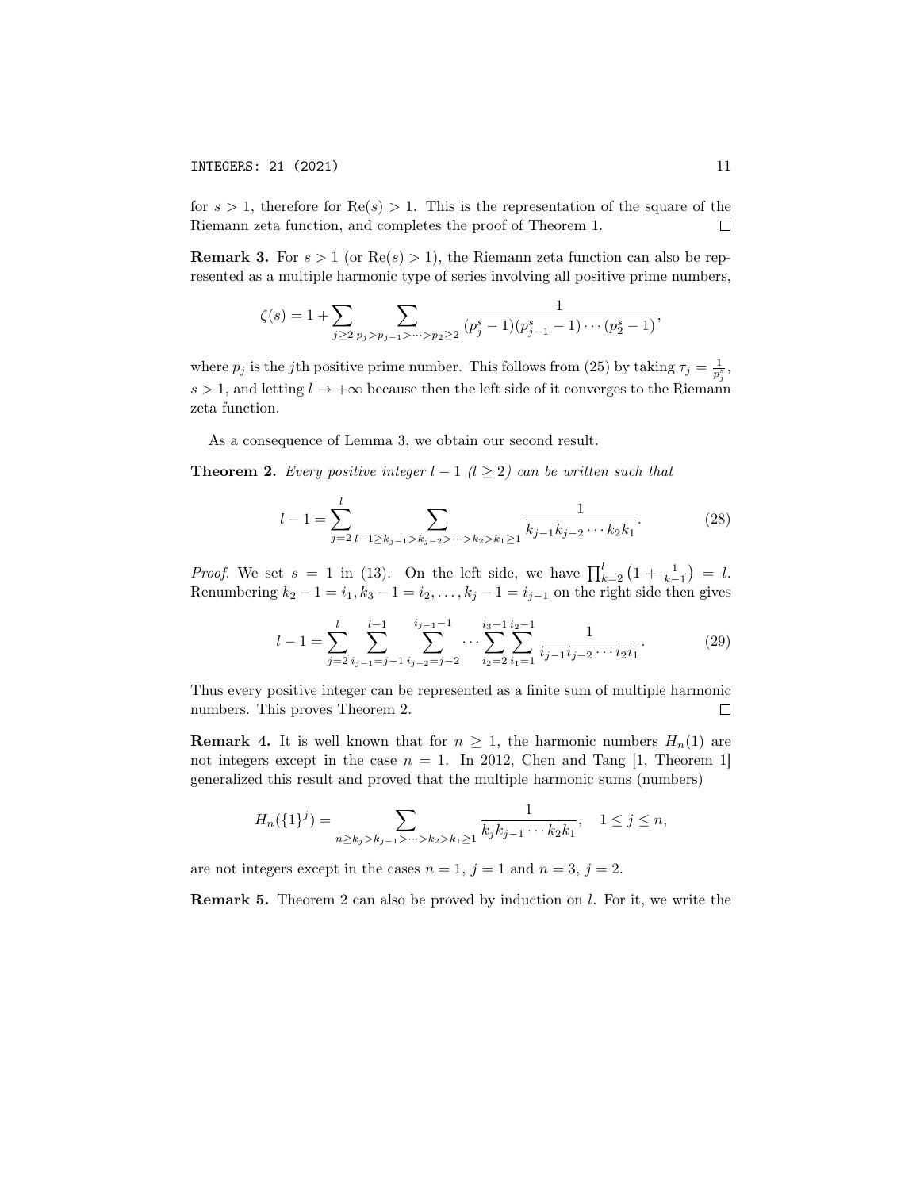for $s > 1$, therefore for $\text{Re}(s) > 1$. This is the representation of the square of the Riemann zeta function, and completes the proof of Theorem 1. $\square$

**Remark 3.** For $s > 1$ (or $\text{Re}(s) > 1$), the Riemann zeta function can also be represented as a multiple harmonic type of series involving all positive prime numbers,

$$\zeta(s) = 1 + \sum_{j \geq 2} \sum_{p_j > p_{j-1} > \cdots > p_2 \geq 2} \frac{1}{(p_j^s - 1)(p_{j-1}^s - 1) \cdots (p_2^s - 1)},$$

where $p_j$ is the $j$th positive prime number. This follows from (25) by taking $\tau_j = \frac{1}{p_j^s}$, $s > 1$, and letting $l \to +\infty$ because then the left side of it converges to the Riemann zeta function.

As a consequence of Lemma 3, we obtain our second result.

**Theorem 2.** *Every positive integer $l - 1$ ($l \geq 2$) can be written such that*

$$l - 1 = \sum_{j=2}^{l} \sum_{l-1 \geq k_{j-1} > k_{j-2} > \cdots > k_2 > k_1 \geq 1} \frac{1}{k_{j-1} k_{j-2} \cdots k_2 k_1}. \tag{28}$$

*Proof.* We set $s = 1$ in (13). On the left side, we have $\prod_{k=2}^{l} \left(1 + \frac{1}{k-1}\right) = l$. Renumbering $k_2 - 1 = i_1, k_3 - 1 = i_2, \ldots, k_j - 1 = i_{j-1}$ on the right side then gives

$$l - 1 = \sum_{j=2}^{l} \sum_{i_{j-1}=j-1}^{l-1} \sum_{i_{j-2}=j-2}^{i_{j-1}-1} \cdots \sum_{i_2=2}^{i_3-1} \sum_{i_1=1}^{i_2-1} \frac{1}{i_{j-1} i_{j-2} \cdots i_2 i_1}. \tag{29}$$

Thus every positive integer can be represented as a finite sum of multiple harmonic numbers. This proves Theorem 2. $\square$

**Remark 4.** It is well known that for $n \geq 1$, the harmonic numbers $H_n(1)$ are not integers except in the case $n = 1$. In 2012, Chen and Tang [1, Theorem 1] generalized this result and proved that the multiple harmonic sums (numbers)

$$H_n(\{1\}^j) = \sum_{n \geq k_j > k_{j-1} > \cdots > k_2 > k_1 \geq 1} \frac{1}{k_j k_{j-1} \cdots k_2 k_1}, \quad 1 \leq j \leq n,$$

are not integers except in the cases $n = 1$, $j = 1$ and $n = 3$, $j = 2$.

**Remark 5.** Theorem 2 can also be proved by induction on $l$. For it, we write the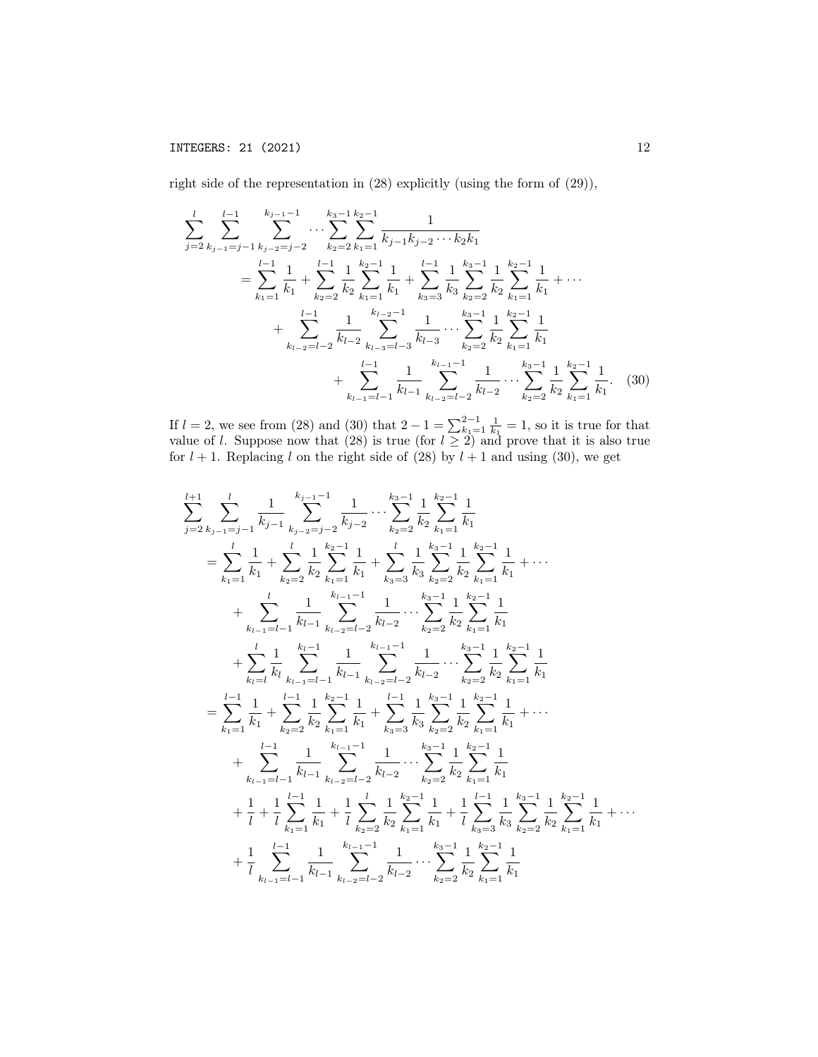right side of the representation in (28) explicitly (using the form of (29)),

$$\begin{aligned}
\sum_{j=2}^{l} \sum_{k_{j-1}=j-1}^{l-1} \sum_{k_{j-2}=j-2}^{k_{j-1}-1} \cdots \sum_{k_2=2}^{k_3-1} \sum_{k_1=1}^{k_2-1} \frac{1}{k_{j-1}k_{j-2}\cdots k_2 k_1} \\
= \sum_{k_1=1}^{l-1} \frac{1}{k_1} + \sum_{k_2=2}^{l-1} \frac{1}{k_2} \sum_{k_1=1}^{k_2-1} \frac{1}{k_1} + \sum_{k_3=3}^{l-1} \frac{1}{k_3} \sum_{k_2=2}^{k_3-1} \frac{1}{k_2} \sum_{k_1=1}^{k_2-1} \frac{1}{k_1} + \cdots \\
+ \sum_{k_{l-2}=l-2}^{l-1} \frac{1}{k_{l-2}} \sum_{k_{l-3}=l-3}^{k_{l-2}-1} \frac{1}{k_{l-3}} \cdots \sum_{k_2=2}^{k_3-1} \frac{1}{k_2} \sum_{k_1=1}^{k_2-1} \frac{1}{k_1} \\
+ \sum_{k_{l-1}=l-1}^{l-1} \frac{1}{k_{l-1}} \sum_{k_{l-2}=l-2}^{k_{l-1}-1} \frac{1}{k_{l-2}} \cdots \sum_{k_2=2}^{k_3-1} \frac{1}{k_2} \sum_{k_1=1}^{k_2-1} \frac{1}{k_1}. \quad (30)
\end{aligned}$$

If $l = 2$, we see from (28) and (30) that $2 - 1 = \sum_{k_1=1}^{2-1} \frac{1}{k_1} = 1$, so it is true for that value of $l$. Suppose now that (28) is true (for $l \geq 2$) and prove that it is also true for $l + 1$. Replacing $l$ on the right side of (28) by $l + 1$ and using (30), we get

$$\begin{aligned}
&\sum_{j=2}^{l+1} \sum_{k_{j-1}=j-1}^{l} \frac{1}{k_{j-1}} \sum_{k_{j-2}=j-2}^{k_{j-1}-1} \frac{1}{k_{j-2}} \cdots \sum_{k_2=2}^{k_3-1} \frac{1}{k_2} \sum_{k_1=1}^{k_2-1} \frac{1}{k_1} \\
&= \sum_{k_1=1}^{l} \frac{1}{k_1} + \sum_{k_2=2}^{l} \frac{1}{k_2} \sum_{k_1=1}^{k_2-1} \frac{1}{k_1} + \sum_{k_3=3}^{l} \frac{1}{k_3} \sum_{k_2=2}^{k_3-1} \frac{1}{k_2} \sum_{k_1=1}^{k_2-1} \frac{1}{k_1} + \cdots \\
&\quad + \sum_{k_{l-1}=l-1}^{l} \frac{1}{k_{l-1}} \sum_{k_{l-2}=l-2}^{k_{l-1}-1} \frac{1}{k_{l-2}} \cdots \sum_{k_2=2}^{k_3-1} \frac{1}{k_2} \sum_{k_1=1}^{k_2-1} \frac{1}{k_1} \\
&\quad + \sum_{k_l=l}^{l} \frac{1}{k_l} \sum_{k_{l-1}=l-1}^{k_l-1} \frac{1}{k_{l-1}} \sum_{k_{l-2}=l-2}^{k_{l-1}-1} \frac{1}{k_{l-2}} \cdots \sum_{k_2=2}^{k_3-1} \frac{1}{k_2} \sum_{k_1=1}^{k_2-1} \frac{1}{k_1} \\
&= \sum_{k_1=1}^{l-1} \frac{1}{k_1} + \sum_{k_2=2}^{l-1} \frac{1}{k_2} \sum_{k_1=1}^{k_2-1} \frac{1}{k_1} + \sum_{k_3=3}^{l-1} \frac{1}{k_3} \sum_{k_2=2}^{k_3-1} \frac{1}{k_2} \sum_{k_1=1}^{k_2-1} \frac{1}{k_1} + \cdots \\
&\quad + \sum_{k_{l-1}=l-1}^{l-1} \frac{1}{k_{l-1}} \sum_{k_{l-2}=l-2}^{k_{l-1}-1} \frac{1}{k_{l-2}} \cdots \sum_{k_2=2}^{k_3-1} \frac{1}{k_2} \sum_{k_1=1}^{k_2-1} \frac{1}{k_1} \\
&\quad + \frac{1}{l} + \frac{1}{l} \sum_{k_1=1}^{l-1} \frac{1}{k_1} + \frac{1}{l} \sum_{k_2=2}^{l} \frac{1}{k_2} \sum_{k_1=1}^{k_2-1} \frac{1}{k_1} + \frac{1}{l} \sum_{k_3=3}^{l-1} \frac{1}{k_3} \sum_{k_2=2}^{k_3-1} \frac{1}{k_2} \sum_{k_1=1}^{k_2-1} \frac{1}{k_1} + \cdots \\
&\quad + \frac{1}{l} \sum_{k_{l-1}=l-1}^{l-1} \frac{1}{k_{l-1}} \sum_{k_{l-2}=l-2}^{k_{l-1}-1} \frac{1}{k_{l-2}} \cdots \sum_{k_2=2}^{k_3-1} \frac{1}{k_2} \sum_{k_1=1}^{k_2-1} \frac{1}{k_1}
\end{aligned}$$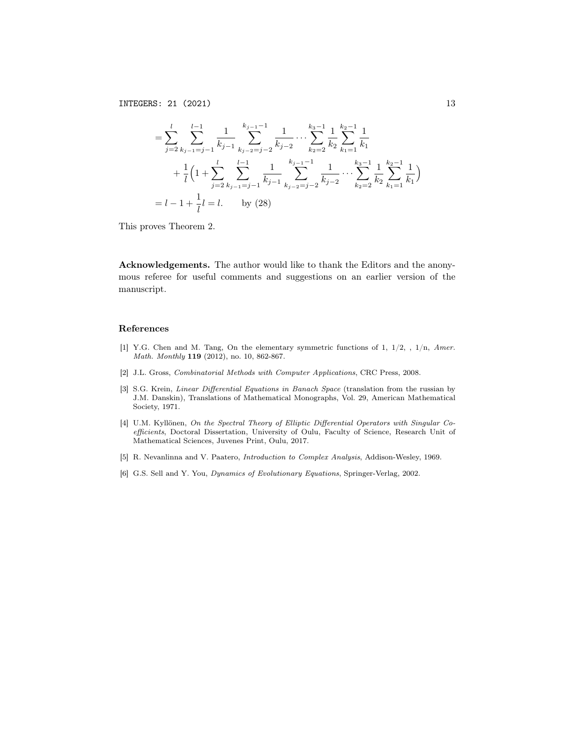$$
\begin{aligned}
&= \sum_{j=2}^{l} \sum_{k_{j-1}=j-1}^{l-1} \frac{1}{k_{j-1}} \sum_{k_{j-2}=j-2}^{k_{j-1}-1} \frac{1}{k_{j-2}} \cdots \sum_{k_2=2}^{k_3-1} \frac{1}{k_2} \sum_{k_1=1}^{k_2-1} \frac{1}{k_1} \\
&\quad + \frac{1}{l}\Big(1 + \sum_{j=2}^{l} \sum_{k_{j-1}=j-1}^{l-1} \frac{1}{k_{j-1}} \sum_{k_{j-2}=j-2}^{k_{j-1}-1} \frac{1}{k_{j-2}} \cdots \sum_{k_2=2}^{k_3-1} \frac{1}{k_2} \sum_{k_1=1}^{k_2-1} \frac{1}{k_1}\Big) \\
&= l - 1 + \frac{1}{l} l = l. \qquad \text{by (28)}
\end{aligned}
$$

This proves Theorem 2.

**Acknowledgements.** The author would like to thank the Editors and the anonymous referee for useful comments and suggestions on an earlier version of the manuscript.

## References

[1] Y.G. Chen and M. Tang, On the elementary symmetric functions of 1, 1/2, , 1/n, *Amer. Math. Monthly* **119** (2012), no. 10, 862-867.

[2] J.L. Gross, *Combinatorial Methods with Computer Applications*, CRC Press, 2008.

[3] S.G. Krein, *Linear Differential Equations in Banach Space* (translation from the russian by J.M. Danskin), Translations of Mathematical Monographs, Vol. 29, American Mathematical Society, 1971.

[4] U.M. Kyllönen, *On the Spectral Theory of Elliptic Differential Operators with Singular Coefficients*, Doctoral Dissertation, University of Oulu, Faculty of Science, Research Unit of Mathematical Sciences, Juvenes Print, Oulu, 2017.

[5] R. Nevanlinna and V. Paatero, *Introduction to Complex Analysis*, Addison-Wesley, 1969.

[6] G.S. Sell and Y. You, *Dynamics of Evolutionary Equations*, Springer-Verlag, 2002.